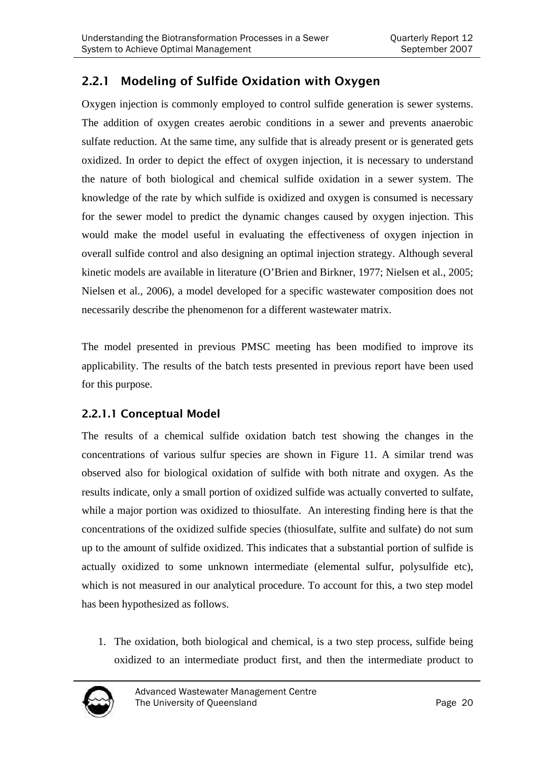## 2.2.1 Modeling of Sulfide Oxidation with Oxygen

Oxygen injection is commonly employed to control sulfide generation is sewer systems. The addition of oxygen creates aerobic conditions in a sewer and prevents anaerobic sulfate reduction. At the same time, any sulfide that is already present or is generated gets oxidized. In order to depict the effect of oxygen injection, it is necessary to understand the nature of both biological and chemical sulfide oxidation in a sewer system. The knowledge of the rate by which sulfide is oxidized and oxygen is consumed is necessary for the sewer model to predict the dynamic changes caused by oxygen injection. This would make the model useful in evaluating the effectiveness of oxygen injection in overall sulfide control and also designing an optimal injection strategy. Although several kinetic models are available in literature (O'Brien and Birkner, 1977; Nielsen et al., 2005; Nielsen et al., 2006), a model developed for a specific wastewater composition does not necessarily describe the phenomenon for a different wastewater matrix.

The model presented in previous PMSC meeting has been modified to improve its applicability. The results of the batch tests presented in previous report have been used for this purpose.

### 2.2.1.1 Conceptual Model

The results of a chemical sulfide oxidation batch test showing the changes in the concentrations of various sulfur species are shown in Figure 11. A similar trend was observed also for biological oxidation of sulfide with both nitrate and oxygen. As the results indicate, only a small portion of oxidized sulfide was actually converted to sulfate, while a major portion was oxidized to thiosulfate. An interesting finding here is that the concentrations of the oxidized sulfide species (thiosulfate, sulfite and sulfate) do not sum up to the amount of sulfide oxidized. This indicates that a substantial portion of sulfide is actually oxidized to some unknown intermediate (elemental sulfur, polysulfide etc), which is not measured in our analytical procedure. To account for this, a two step model has been hypothesized as follows.

1. The oxidation, both biological and chemical, is a two step process, sulfide being oxidized to an intermediate product first, and then the intermediate product to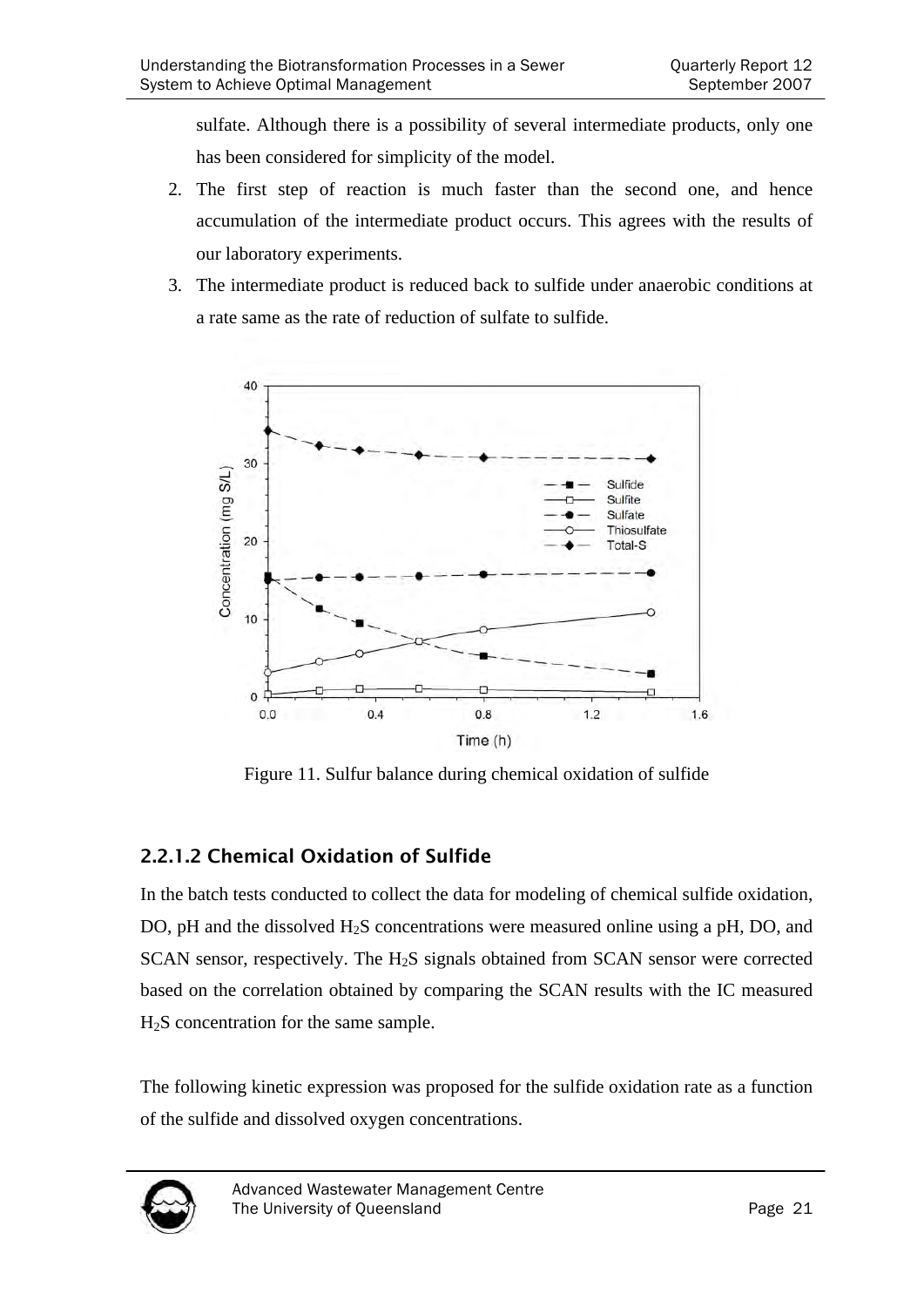sulfate. Although there is a possibility of several intermediate products, only one has been considered for simplicity of the model.

2. The first step of reaction is much faster than the second one, and hence accumulation of the intermediate product occurs. This agrees with the results of our laboratory experiments.
3. The intermediate product is reduced back to sulfide under anaerobic conditions at a rate same as the rate of reduction of sulfate to sulfide.

Figure 11. Sulfur balance during chemical oxidation of sulfide

#### 2.2.1.2 Chemical Oxidation of Sulfide

In the batch tests conducted to collect the data for modeling of chemical sulfide oxidation, DO, pH and the dissolved $H_2S$ concentrations were measured online using a pH, DO, and SCAN sensor, respectively. The $H_2S$ signals obtained from SCAN sensor were corrected based on the correlation obtained by comparing the SCAN results with the IC measured $H_2S$ concentration for the same sample.

The following kinetic expression was proposed for the sulfide oxidation rate as a function of the sulfide and dissolved oxygen concentrations.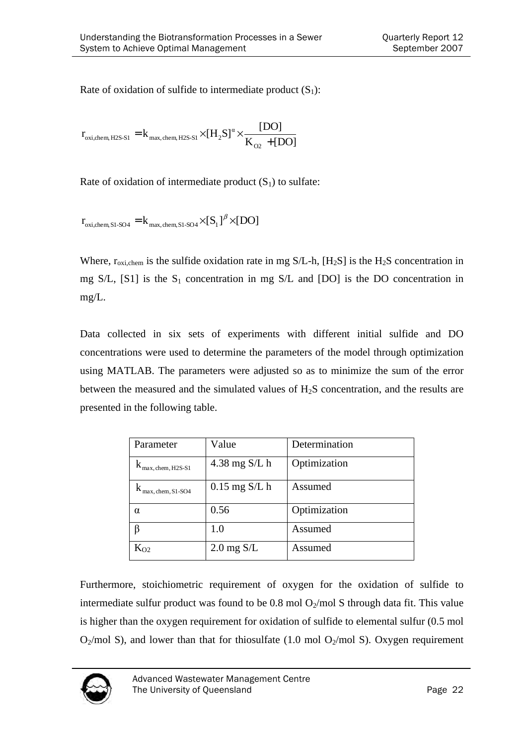Rate of oxidation of sulfide to intermediate product ($S_1$):

$$r_{oxi,chem,H2S\text{-}S1} = k_{max,chem,H2S\text{-}S1} \times [H_2S]^{\alpha} \times \frac{[DO]}{K_{O2} + [DO]}$$

Rate of oxidation of intermediate product ($S_1$) to sulfate:

$$r_{oxi,chem,S1\text{-}SO4} = k_{max,chem,S1\text{-}SO4} \times [S_1]^{\beta} \times [DO]$$

Where, $r_{oxi,chem}$ is the sulfide oxidation rate in mg S/L-h, $[H_2S]$ is the $H_2S$ concentration in mg S/L, [S1] is the $S_1$ concentration in mg S/L and [DO] is the DO concentration in mg/L.

Data collected in six sets of experiments with different initial sulfide and DO concentrations were used to determine the parameters of the model through optimization using MATLAB. The parameters were adjusted so as to minimize the sum of the error between the measured and the simulated values of $H_2S$ concentration, and the results are presented in the following table.

| Parameter | Value | Determination |
|---|---|---|
| $k_{max,chem,H2S\text{-}S1}$ | 4.38 mg S/L h | Optimization |
| $k_{max,chem,S1\text{-}SO4}$ | 0.15 mg S/L h | Assumed |
| $\alpha$ | 0.56 | Optimization |
| $\beta$ | 1.0 | Assumed |
| $K_{O2}$ | 2.0 mg S/L | Assumed |

Furthermore, stoichiometric requirement of oxygen for the oxidation of sulfide to intermediate sulfur product was found to be 0.8 mol $O_2$/mol S through data fit. This value is higher than the oxygen requirement for oxidation of sulfide to elemental sulfur (0.5 mol $O_2$/mol S), and lower than that for thiosulfate (1.0 mol $O_2$/mol S). Oxygen requirement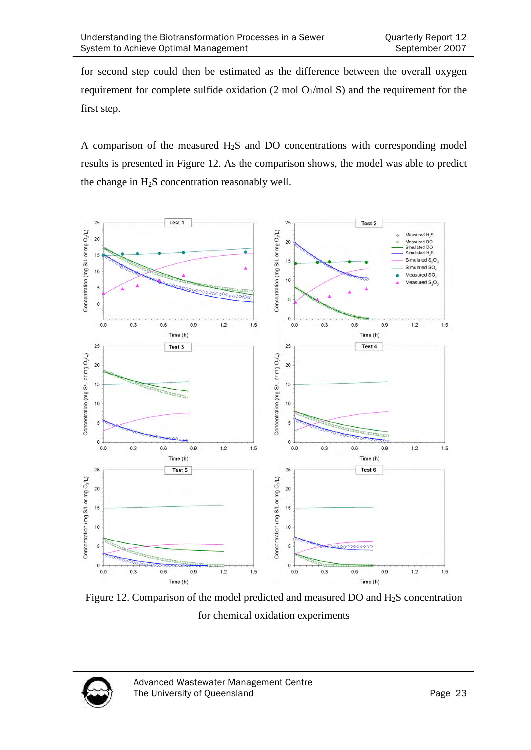for second step could then be estimated as the difference between the overall oxygen requirement for complete sulfide oxidation (2 mol $O_2$/mol S) and the requirement for the first step.

A comparison of the measured $H_2S$ and DO concentrations with corresponding model results is presented in Figure 12. As the comparison shows, the model was able to predict the change in $H_2S$ concentration reasonably well.

Test 1
Test 2
Test 3
Test 4
Test 5
Test 6

Concentration (mg S/L or mg $O_2$/L)

Time (h)

Measured $H_2S$
Measured DO
Simulated DO
Simulated $H_2S$
Simulated $S_2O_3$
Simulated $SO_4$
Measured $SO_4$
Measured $S_2O_3$

Figure 12. Comparison of the model predicted and measured DO and $H_2S$ concentration for chemical oxidation experiments